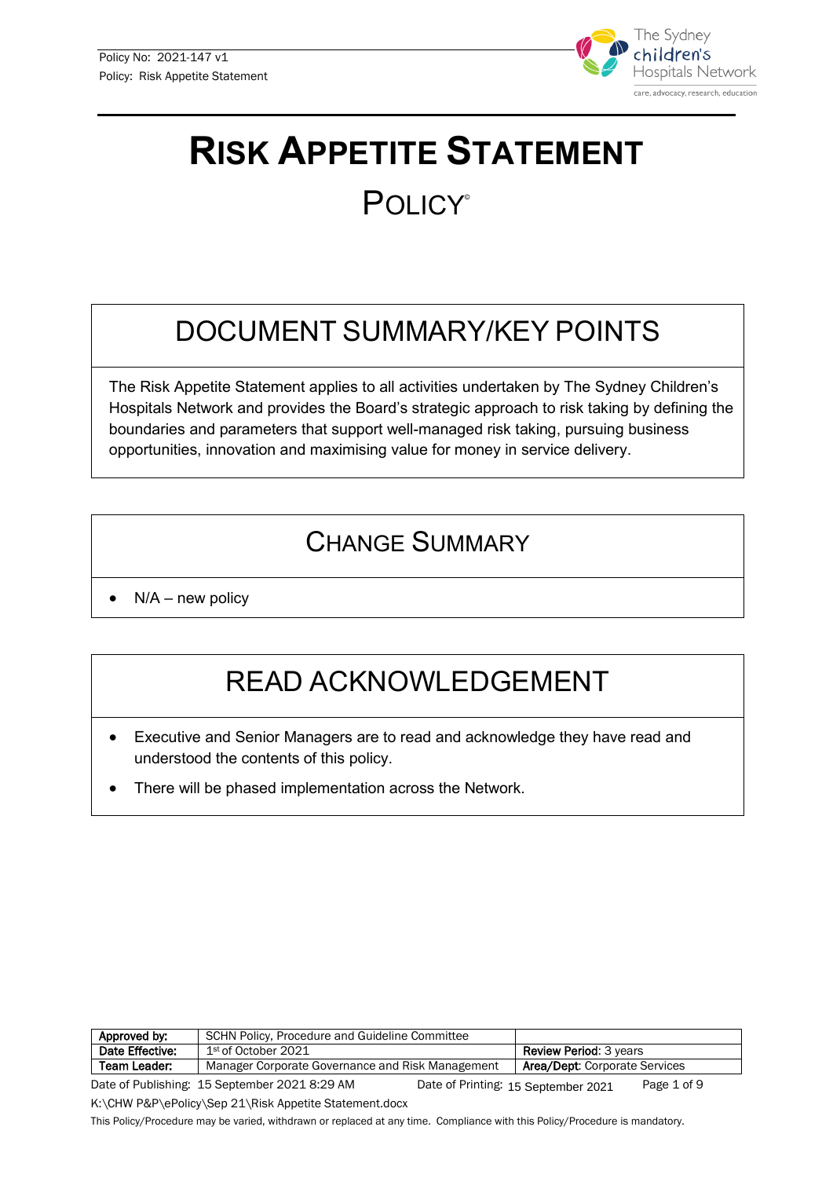# RISK APPETITE STATEMENT

## POLICY©

## DOCUMENT SUMMARY/KEY POINTS

The Risk Appetite Statement applies to all activities undertaken by The Sydney Children's Hospitals Network and provides the Board's strategic approach to risk taking by defining the boundaries and parameters that support well-managed risk taking, pursuing business opportunities, innovation and maximising value for money in service delivery.

## CHANGE SUMMARY

- N/A – new policy

## READ ACKNOWLEDGEMENT

- Executive and Senior Managers are to read and acknowledge they have read and understood the contents of this policy.
- There will be phased implementation across the Network.

| Approved by: | SCHN Policy, Procedure and Guideline Committee | |
|---|---|---|
| Date Effective: | 1st of October 2021 | Review Period: 3 years |
| Team Leader: | Manager Corporate Governance and Risk Management | Area/Dept: Corporate Services |

Date of Publishing: 15 September 2021 8:29 AM    Date of Printing: 15 September 2021

K:\CHW P&P\ePolicy\Sep 21\Risk Appetite Statement.docx

This Policy/Procedure may be varied, withdrawn or replaced at any time. Compliance with this Policy/Procedure is mandatory.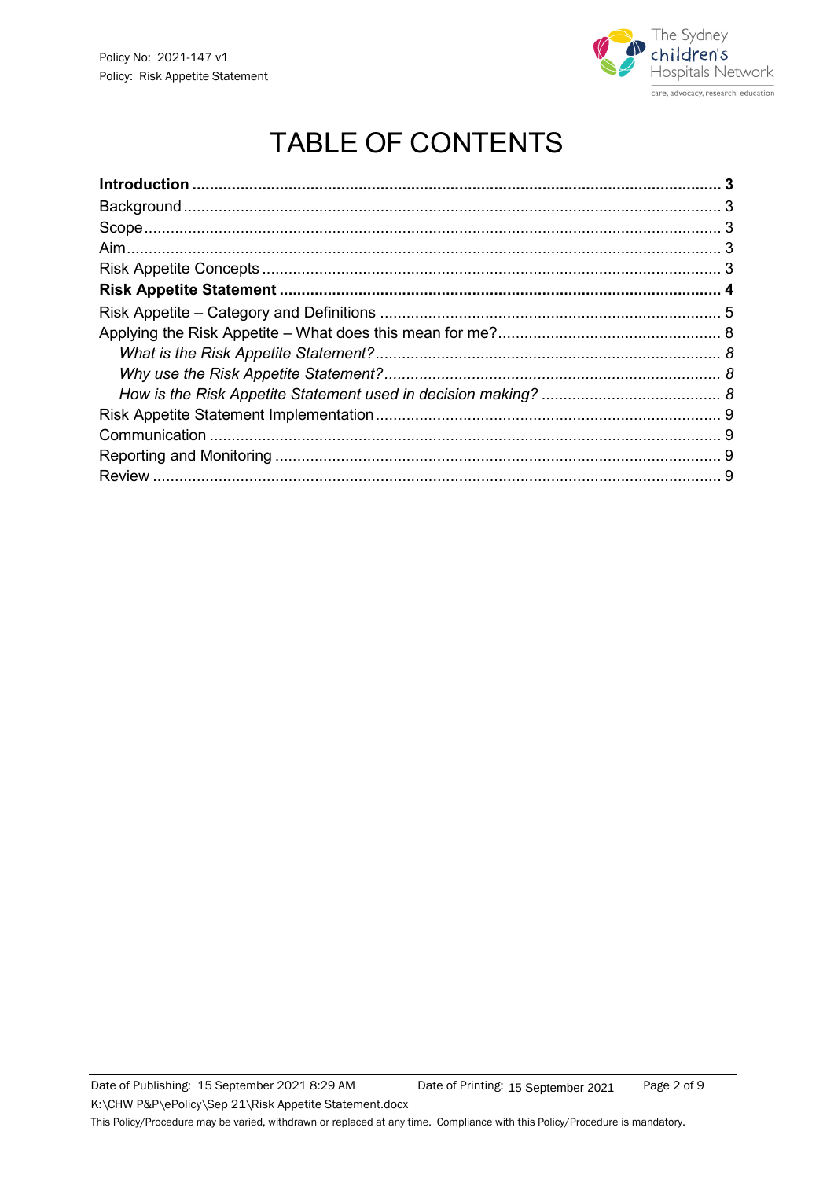# TABLE OF CONTENTS

**Introduction .......... 3**
Background .......... 3
Scope .......... 3
Aim .......... 3
Risk Appetite Concepts .......... 3
**Risk Appetite Statement .......... 4**
Risk Appetite – Category and Definitions .......... 5
Applying the Risk Appetite – What does this mean for me? .......... 8
*What is the Risk Appetite Statement? .......... 8*
*Why use the Risk Appetite Statement? .......... 8*
*How is the Risk Appetite Statement used in decision making? .......... 8*
Risk Appetite Statement Implementation .......... 9
Communication .......... 9
Reporting and Monitoring .......... 9
Review .......... 9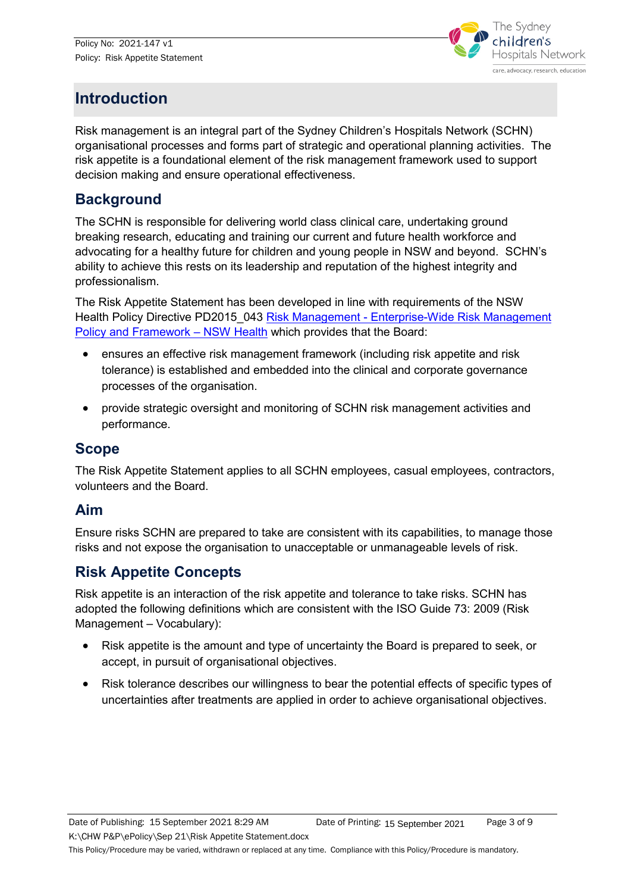# Introduction

Risk management is an integral part of the Sydney Children's Hospitals Network (SCHN) organisational processes and forms part of strategic and operational planning activities. The risk appetite is a foundational element of the risk management framework used to support decision making and ensure operational effectiveness.

## Background

The SCHN is responsible for delivering world class clinical care, undertaking ground breaking research, educating and training our current and future health workforce and advocating for a healthy future for children and young people in NSW and beyond. SCHN's ability to achieve this rests on its leadership and reputation of the highest integrity and professionalism.

The Risk Appetite Statement has been developed in line with requirements of the NSW Health Policy Directive PD2015_043 Risk Management - Enterprise-Wide Risk Management Policy and Framework – NSW Health which provides that the Board:

- ensures an effective risk management framework (including risk appetite and risk tolerance) is established and embedded into the clinical and corporate governance processes of the organisation.
- provide strategic oversight and monitoring of SCHN risk management activities and performance.

## Scope

The Risk Appetite Statement applies to all SCHN employees, casual employees, contractors, volunteers and the Board.

## Aim

Ensure risks SCHN are prepared to take are consistent with its capabilities, to manage those risks and not expose the organisation to unacceptable or unmanageable levels of risk.

## Risk Appetite Concepts

Risk appetite is an interaction of the risk appetite and tolerance to take risks. SCHN has adopted the following definitions which are consistent with the ISO Guide 73: 2009 (Risk Management – Vocabulary):

- Risk appetite is the amount and type of uncertainty the Board is prepared to seek, or accept, in pursuit of organisational objectives.
- Risk tolerance describes our willingness to bear the potential effects of specific types of uncertainties after treatments are applied in order to achieve organisational objectives.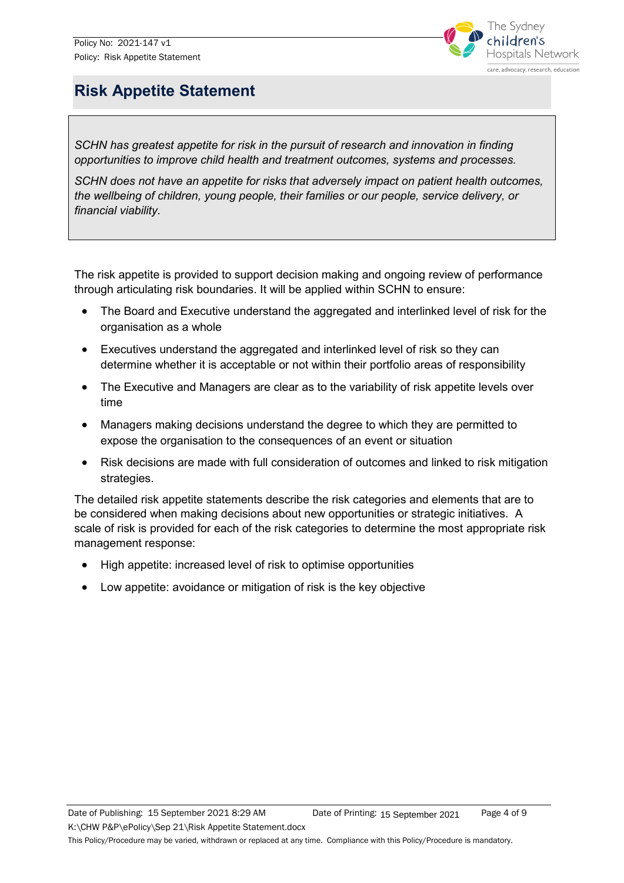# Risk Appetite Statement

> *SCHN has greatest appetite for risk in the pursuit of research and innovation in finding opportunities to improve child health and treatment outcomes, systems and processes.*
>
> *SCHN does not have an appetite for risks that adversely impact on patient health outcomes, the wellbeing of children, young people, their families or our people, service delivery, or financial viability.*

The risk appetite is provided to support decision making and ongoing review of performance through articulating risk boundaries. It will be applied within SCHN to ensure:

- The Board and Executive understand the aggregated and interlinked level of risk for the organisation as a whole
- Executives understand the aggregated and interlinked level of risk so they can determine whether it is acceptable or not within their portfolio areas of responsibility
- The Executive and Managers are clear as to the variability of risk appetite levels over time
- Managers making decisions understand the degree to which they are permitted to expose the organisation to the consequences of an event or situation
- Risk decisions are made with full consideration of outcomes and linked to risk mitigation strategies.

The detailed risk appetite statements describe the risk categories and elements that are to be considered when making decisions about new opportunities or strategic initiatives. A scale of risk is provided for each of the risk categories to determine the most appropriate risk management response:

- High appetite: increased level of risk to optimise opportunities
- Low appetite: avoidance or mitigation of risk is the key objective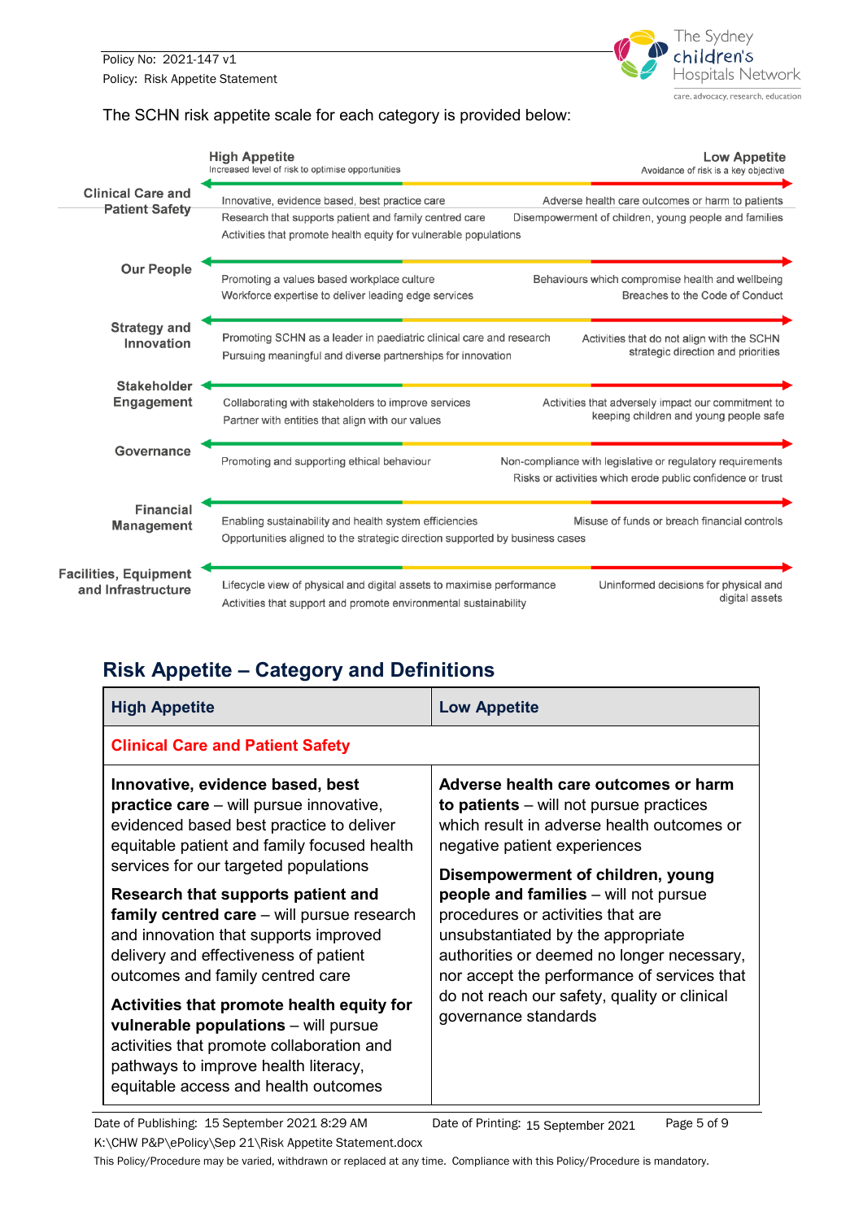The SCHN risk appetite scale for each category is provided below:

| | **High Appetite** Increased level of risk to optimise opportunities | **Low Appetite** Avoidance of risk is a key objective |
|---|---|---|
| **Clinical Care and Patient Safety** | Innovative, evidence based, best practice care<br>Research that supports patient and family centred care<br>Activities that promote health equity for vulnerable populations | Adverse health care outcomes or harm to patients<br>Disempowerment of children, young people and families |
| **Our People** | Promoting a values based workplace culture<br>Workforce expertise to deliver leading edge services | Behaviours which compromise health and wellbeing<br>Breaches to the Code of Conduct |
| **Strategy and Innovation** | Promoting SCHN as a leader in paediatric clinical care and research<br>Pursuing meaningful and diverse partnerships for innovation | Activities that do not align with the SCHN strategic direction and priorities |
| **Stakeholder Engagement** | Collaborating with stakeholders to improve services<br>Partner with entities that align with our values | Activities that adversely impact our commitment to keeping children and young people safe |
| **Governance** | Promoting and supporting ethical behaviour | Non-compliance with legislative or regulatory requirements<br>Risks or activities which erode public confidence or trust |
| **Financial Management** | Enabling sustainability and health system efficiencies<br>Opportunities aligned to the strategic direction supported by business cases | Misuse of funds or breach financial controls |
| **Facilities, Equipment and Infrastructure** | Lifecycle view of physical and digital assets to maximise performance<br>Activities that support and promote environmental sustainability | Uninformed decisions for physical and digital assets |

## Risk Appetite – Category and Definitions

| High Appetite | Low Appetite |
|---|---|
| **Clinical Care and Patient Safety** | |
| **Innovative, evidence based, best practice care** – will pursue innovative, evidenced based best practice to deliver equitable patient and family focused health services for our targeted populations<br><br>**Research that supports patient and family centred care** – will pursue research and innovation that supports improved delivery and effectiveness of patient outcomes and family centred care<br><br>**Activities that promote health equity for vulnerable populations** – will pursue activities that promote collaboration and pathways to improve health literacy, equitable access and health outcomes | **Adverse health care outcomes or harm to patients** – will not pursue practices which result in adverse health outcomes or negative patient experiences<br><br>**Disempowerment of children, young people and families** – will not pursue procedures or activities that are unsubstantiated by the appropriate authorities or deemed no longer necessary, nor accept the performance of services that do not reach our safety, quality or clinical governance standards |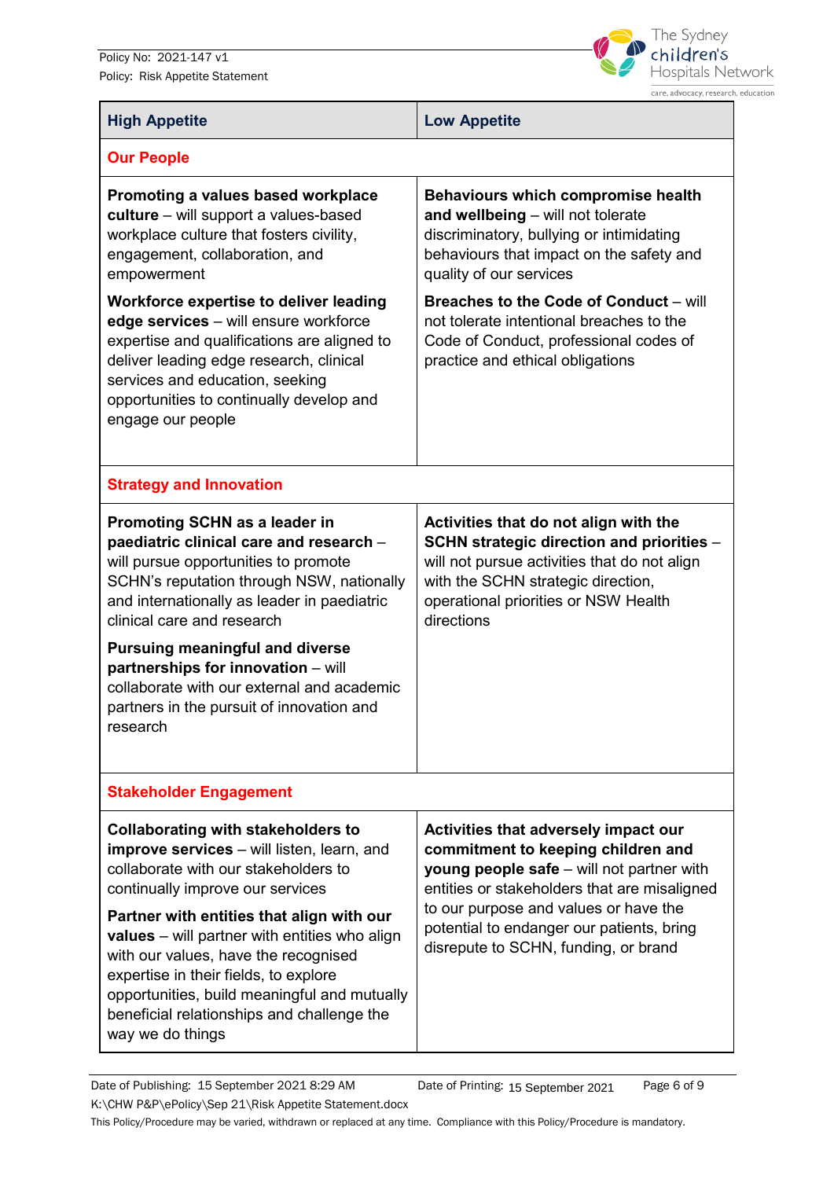| High Appetite | Low Appetite |
| --- | --- |
| **Our People** | |
| **Promoting a values based workplace culture** – will support a values-based workplace culture that fosters civility, engagement, collaboration, and empowerment<br><br>**Workforce expertise to deliver leading edge services** – will ensure workforce expertise and qualifications are aligned to deliver leading edge research, clinical services and education, seeking opportunities to continually develop and engage our people | **Behaviours which compromise health and wellbeing** – will not tolerate discriminatory, bullying or intimidating behaviours that impact on the safety and quality of our services<br><br>**Breaches to the Code of Conduct** – will not tolerate intentional breaches to the Code of Conduct, professional codes of practice and ethical obligations |
| **Strategy and Innovation** | |
| **Promoting SCHN as a leader in paediatric clinical care and research** – will pursue opportunities to promote SCHN's reputation through NSW, nationally and internationally as leader in paediatric clinical care and research<br><br>**Pursuing meaningful and diverse partnerships for innovation** – will collaborate with our external and academic partners in the pursuit of innovation and research | **Activities that do not align with the SCHN strategic direction and priorities** – will not pursue activities that do not align with the SCHN strategic direction, operational priorities or NSW Health directions |
| **Stakeholder Engagement** | |
| **Collaborating with stakeholders to improve services** – will listen, learn, and collaborate with our stakeholders to continually improve our services<br><br>**Partner with entities that align with our values** – will partner with entities who align with our values, have the recognised expertise in their fields, to explore opportunities, build meaningful and mutually beneficial relationships and challenge the way we do things | **Activities that adversely impact our commitment to keeping children and young people safe** – will not partner with entities or stakeholders that are misaligned to our purpose and values or have the potential to endanger our patients, bring disrepute to SCHN, funding, or brand |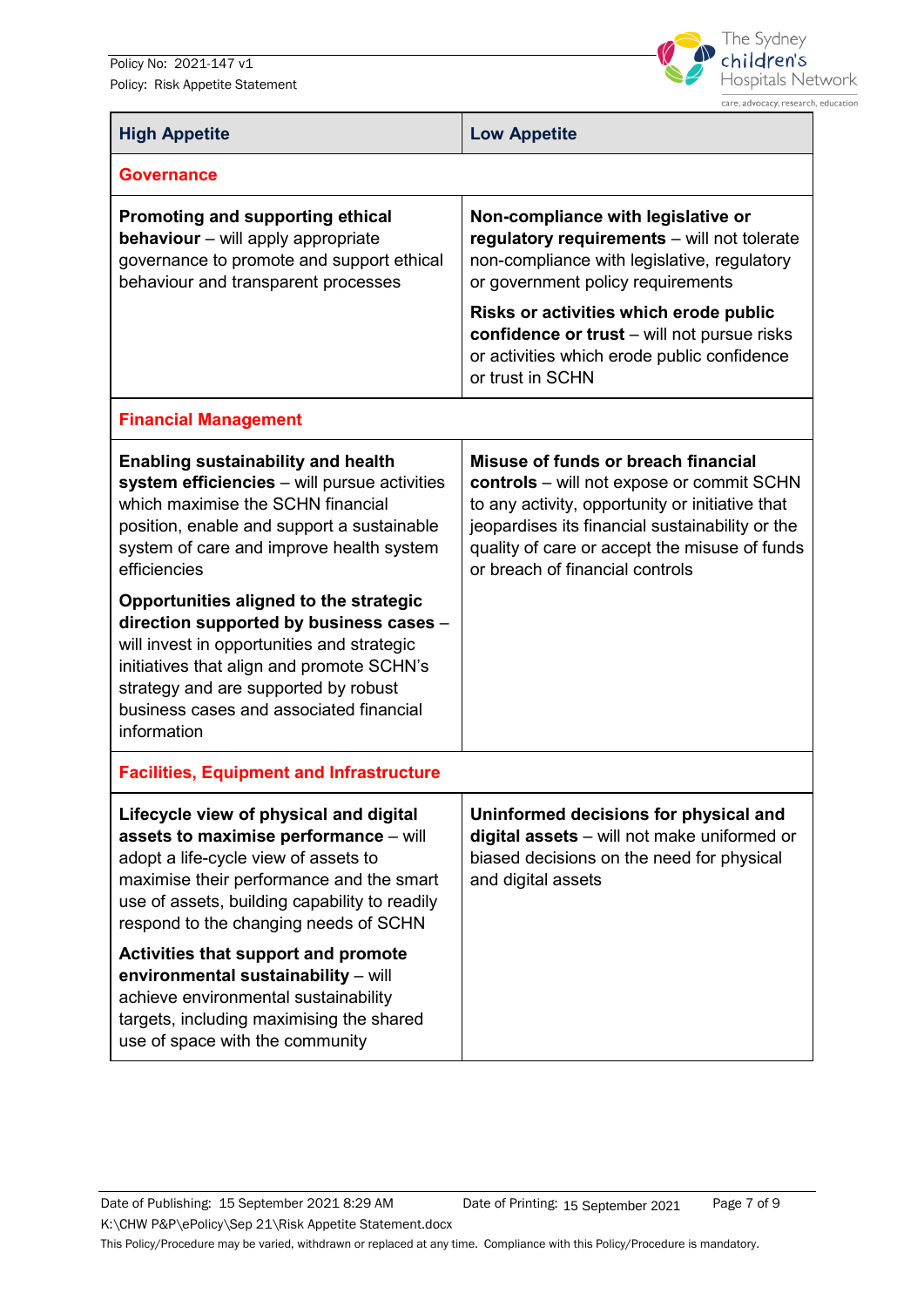| High Appetite | Low Appetite |
|---|---|
| **Governance** | |
| **Promoting and supporting ethical behaviour** – will apply appropriate governance to promote and support ethical behaviour and transparent processes | **Non-compliance with legislative or regulatory requirements** – will not tolerate non-compliance with legislative, regulatory or government policy requirements<br><br>**Risks or activities which erode public confidence or trust** – will not pursue risks or activities which erode public confidence or trust in SCHN |
| **Financial Management** | |
| **Enabling sustainability and health system efficiencies** – will pursue activities which maximise the SCHN financial position, enable and support a sustainable system of care and improve health system efficiencies<br><br>**Opportunities aligned to the strategic direction supported by business cases** – will invest in opportunities and strategic initiatives that align and promote SCHN's strategy and are supported by robust business cases and associated financial information | **Misuse of funds or breach financial controls** – will not expose or commit SCHN to any activity, opportunity or initiative that jeopardises its financial sustainability or the quality of care or accept the misuse of funds or breach of financial controls |
| **Facilities, Equipment and Infrastructure** | |
| **Lifecycle view of physical and digital assets to maximise performance** – will adopt a life-cycle view of assets to maximise their performance and the smart use of assets, building capability to readily respond to the changing needs of SCHN<br><br>**Activities that support and promote environmental sustainability** – will achieve environmental sustainability targets, including maximising the shared use of space with the community | **Uninformed decisions for physical and digital assets** – will not make uniformed or biased decisions on the need for physical and digital assets |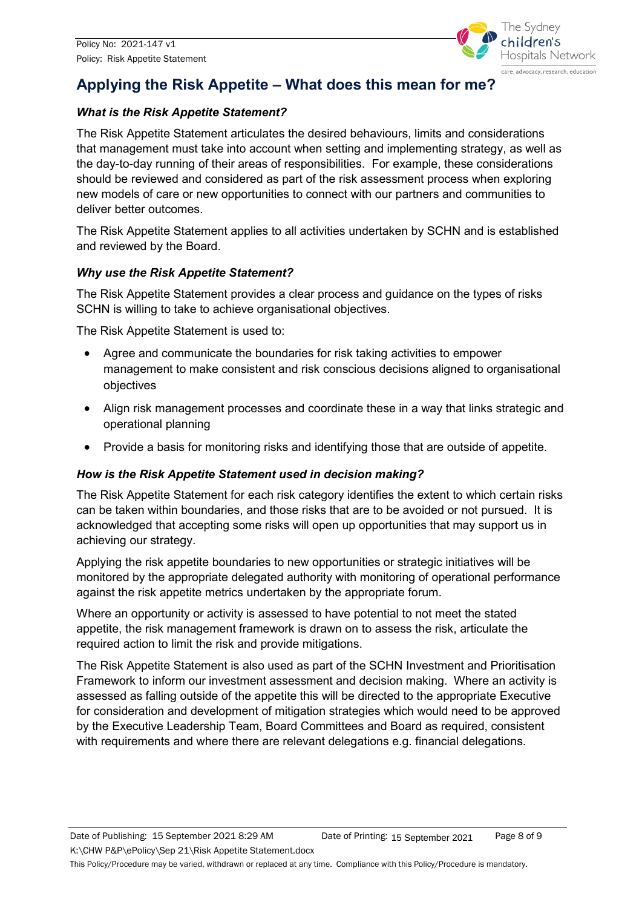## Applying the Risk Appetite – What does this mean for me?

### *What is the Risk Appetite Statement?*

The Risk Appetite Statement articulates the desired behaviours, limits and considerations that management must take into account when setting and implementing strategy, as well as the day-to-day running of their areas of responsibilities. For example, these considerations should be reviewed and considered as part of the risk assessment process when exploring new models of care or new opportunities to connect with our partners and communities to deliver better outcomes.

The Risk Appetite Statement applies to all activities undertaken by SCHN and is established and reviewed by the Board.

### *Why use the Risk Appetite Statement?*

The Risk Appetite Statement provides a clear process and guidance on the types of risks SCHN is willing to take to achieve organisational objectives.

The Risk Appetite Statement is used to:

- Agree and communicate the boundaries for risk taking activities to empower management to make consistent and risk conscious decisions aligned to organisational objectives
- Align risk management processes and coordinate these in a way that links strategic and operational planning
- Provide a basis for monitoring risks and identifying those that are outside of appetite.

### *How is the Risk Appetite Statement used in decision making?*

The Risk Appetite Statement for each risk category identifies the extent to which certain risks can be taken within boundaries, and those risks that are to be avoided or not pursued. It is acknowledged that accepting some risks will open up opportunities that may support us in achieving our strategy.

Applying the risk appetite boundaries to new opportunities or strategic initiatives will be monitored by the appropriate delegated authority with monitoring of operational performance against the risk appetite metrics undertaken by the appropriate forum.

Where an opportunity or activity is assessed to have potential to not meet the stated appetite, the risk management framework is drawn on to assess the risk, articulate the required action to limit the risk and provide mitigations.

The Risk Appetite Statement is also used as part of the SCHN Investment and Prioritisation Framework to inform our investment assessment and decision making. Where an activity is assessed as falling outside of the appetite this will be directed to the appropriate Executive for consideration and development of mitigation strategies which would need to be approved by the Executive Leadership Team, Board Committees and Board as required, consistent with requirements and where there are relevant delegations e.g. financial delegations.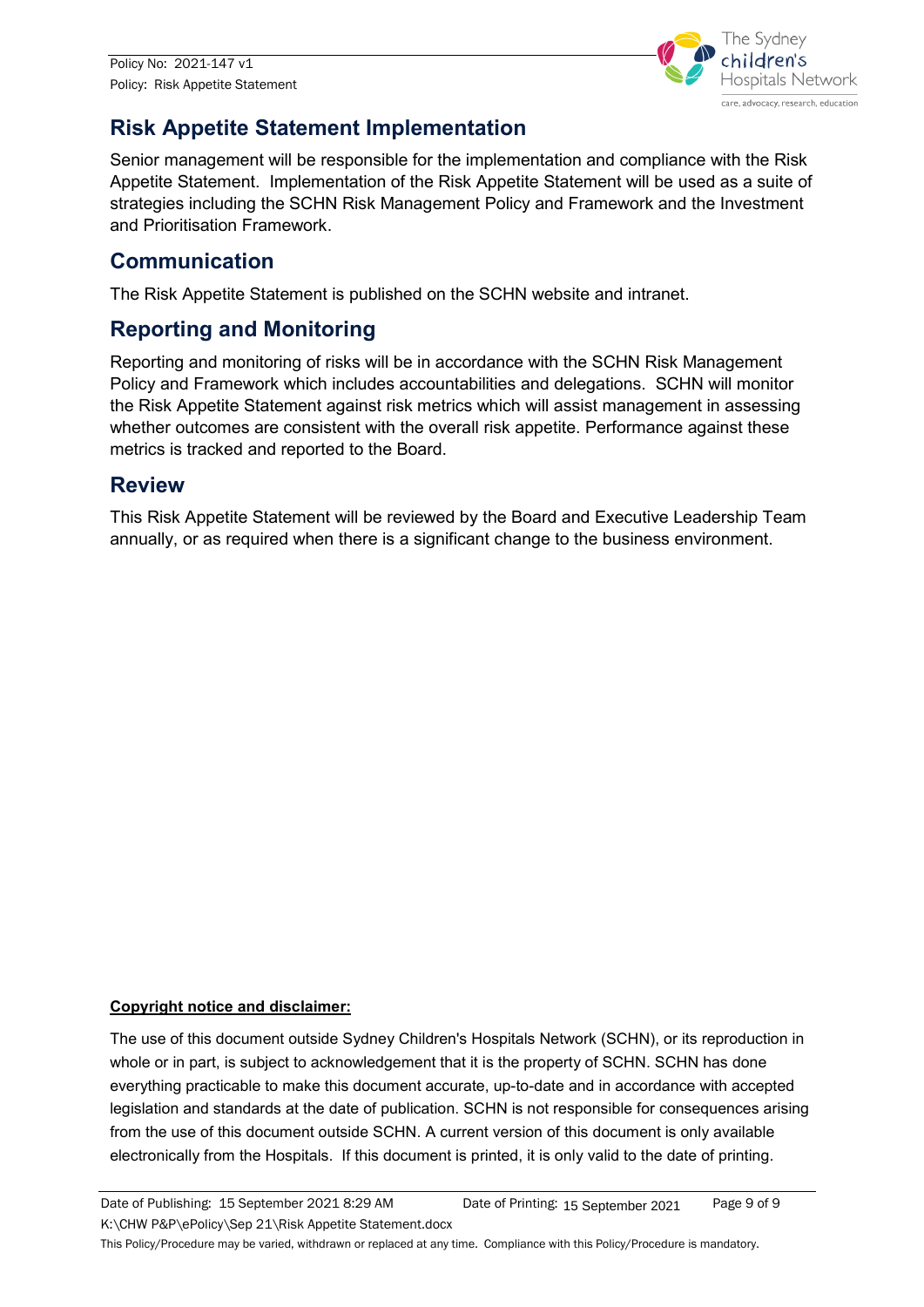## Risk Appetite Statement Implementation

Senior management will be responsible for the implementation and compliance with the Risk Appetite Statement. Implementation of the Risk Appetite Statement will be used as a suite of strategies including the SCHN Risk Management Policy and Framework and the Investment and Prioritisation Framework.

## Communication

The Risk Appetite Statement is published on the SCHN website and intranet.

## Reporting and Monitoring

Reporting and monitoring of risks will be in accordance with the SCHN Risk Management Policy and Framework which includes accountabilities and delegations. SCHN will monitor the Risk Appetite Statement against risk metrics which will assist management in assessing whether outcomes are consistent with the overall risk appetite. Performance against these metrics is tracked and reported to the Board.

## Review

This Risk Appetite Statement will be reviewed by the Board and Executive Leadership Team annually, or as required when there is a significant change to the business environment.

**Copyright notice and disclaimer:**

The use of this document outside Sydney Children's Hospitals Network (SCHN), or its reproduction in whole or in part, is subject to acknowledgement that it is the property of SCHN. SCHN has done everything practicable to make this document accurate, up-to-date and in accordance with accepted legislation and standards at the date of publication. SCHN is not responsible for consequences arising from the use of this document outside SCHN. A current version of this document is only available electronically from the Hospitals. If this document is printed, it is only valid to the date of printing.